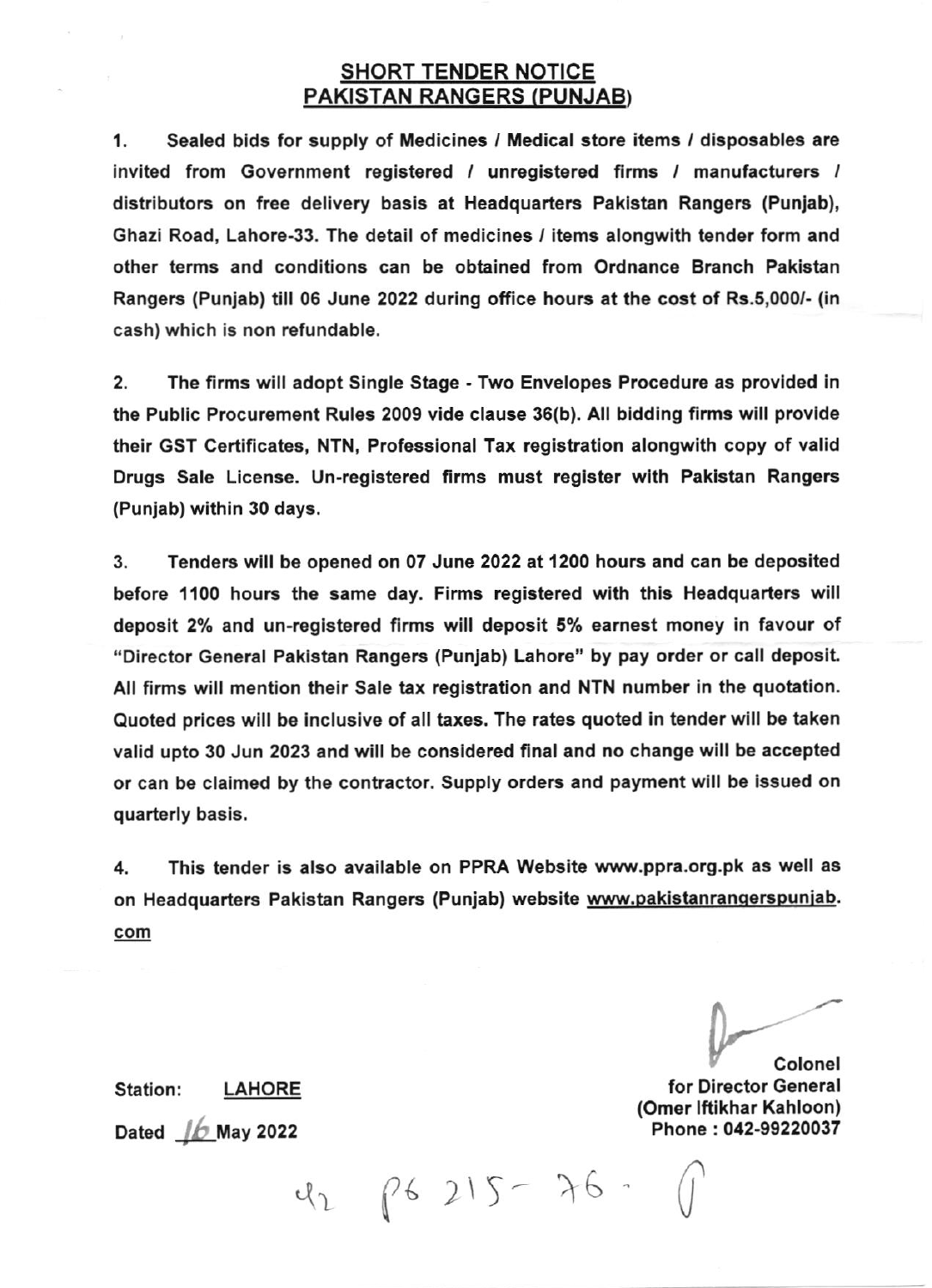## SHORT TENDER NOTICE
## PAKISTAN RANGERS (PUNJAB)

1. Sealed bids for supply of Medicines / Medical store items / disposables are invited from Government registered / unregistered firms / manufacturers / distributors on free delivery basis at Headquarters Pakistan Rangers (Punjab), Ghazi Road, Lahore-33. The detail of medicines / items alongwith tender form and other terms and conditions can be obtained from Ordnance Branch Pakistan Rangers (Punjab) till 06 June 2022 during office hours at the cost of Rs.5,000/- (in cash) which is non refundable.

2. The firms will adopt Single Stage - Two Envelopes Procedure as provided in the Public Procurement Rules 2009 vide clause 36(b). All bidding firms will provide their GST Certificates, NTN, Professional Tax registration alongwith copy of valid Drugs Sale License. Un-registered firms must register with Pakistan Rangers (Punjab) within 30 days.

3. Tenders will be opened on 07 June 2022 at 1200 hours and can be deposited before 1100 hours the same day. Firms registered with this Headquarters will deposit 2% and un-registered firms will deposit 5% earnest money in favour of "Director General Pakistan Rangers (Punjab) Lahore" by pay order or call deposit. All firms will mention their Sale tax registration and NTN number in the quotation. Quoted prices will be inclusive of all taxes. The rates quoted in tender will be taken valid upto 30 Jun 2023 and will be considered final and no change will be accepted or can be claimed by the contractor. Supply orders and payment will be issued on quarterly basis.

4. This tender is also available on PPRA Website www.ppra.org.pk as well as on Headquarters Pakistan Rangers (Punjab) website www.pakistanrangerspunjab.com

Colonel
for Director General
(Omer Iftikhar Kahloon)
Phone : 042-99220037

Station: LAHORE

Dated 16 May 2022

42 P6 215-76.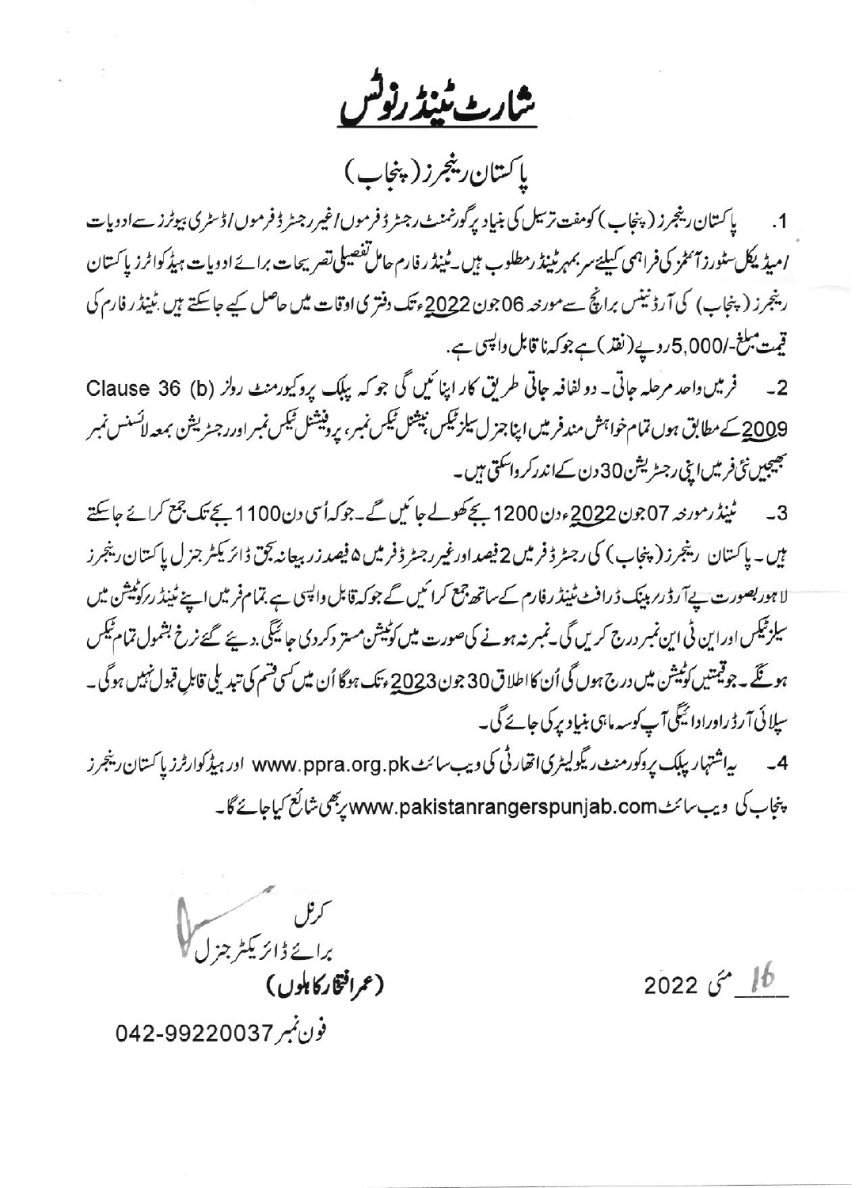# شارٹ ٹینڈر نوٹس

## پاکستان رینجرز (پنجاب)

1. پاکستان رینجرز (پنجاب) کو مفت ترسیل کی بنیاد پر گورنمنٹ رجسٹرڈ فرموں/غیر رجسٹرڈ فرموں/ڈسٹری بیوٹرز سے ادویات/میڈیکل سٹورز آئٹمز کی فراہمی کیلئے سر بمہر ٹینڈر مطلوب ہیں۔ ٹینڈر فارم حامل تفصیلی تصریحات برائے ادویات ہیڈ کوارٹرز پاکستان رینجرز (پنجاب) کی آرڈیننس برانچ سے مورخہ 06 جون 2022ء تک دفتری اوقات میں حاصل کیے جا سکتے ہیں۔ ٹینڈر فارم کی قیمت مبلغ -/5,000 روپے (نقد) ہے جو کہ نا قابل واپسی ہے۔

2. فرمیں واحد مرحلہ جاتی۔ دو لفافہ جاتی طریق کار اپنائیں گی جو کہ پبلک پروکیورمنٹ رولز Clause 36 (b) 2009ء کے مطابق ہوں تمام خواہش مند فرمیں اپنا جنرل سیلز ٹیکس، نیشنل ٹیکس نمبر، پروفیشنل ٹیکس نمبر اور رجسٹریشن بمعہ لائسنس نمبر بھیجیں نئی فرمیں اپنی رجسٹریشن 30 دن کے اندر کروا سکتی ہیں۔

3. ٹینڈر مورخہ 07 جون 2022ء دن 1200 بجے کھولے جائیں گے۔ جو کہ اُسی دن 1100 بجے تک جمع کرائے جا سکتے ہیں۔ پاکستان رینجرز (پنجاب) کی رجسٹرڈ فرمیں 2 فیصد اور غیر رجسٹرڈ فرمیں ۵ فیصد زر بیعانہ بحق ڈائریکٹر جنرل پاکستان رینجرز لاہور بصورت پے آرڈر / بینک ڈرافٹ ٹینڈر فارم کے ساتھ جمع کرائیں گے جو کہ قابل واپسی ہے۔ تمام فرمیں اپنے ٹینڈر / کوٹیشن میں سیلز ٹیکس اور این ٹی این نمبر درج کریں گی۔ نمبر نہ ہونے کی صورت میں کوٹیشن مسترد کر دی جائیگی۔ دیئے گئے نرخ بشمول تمام ٹیکس ہونگے۔ جو قیمتیں کوٹیشن میں درج ہوں گی اُن کا اطلاق 30 جون 2023ء تک ہوگا اُن میں کسی قسم کی تبدیلی قابلِ قبول نہیں ہوگی۔ سپلائی آرڈر اور ادائیگی آپ کو سہ ماہی بنیاد پر کی جائے گی۔

4. یہ اشتہار پبلک پروکیورمنٹ ریگولیٹری اتھارٹی کی ویب سائٹ www.ppra.org.pk اور ہیڈ کوارٹرز پاکستان رینجرز پنجاب کی ویب سائٹ www.pakistanrangerspunjab.com پر بھی شائع کیا جائے گا۔

کرنل
برائے ڈائریکٹر جنرل
**(عمر افتخار کاہلوں)**

فون نمبر 042-99220037

16 مئی 2022